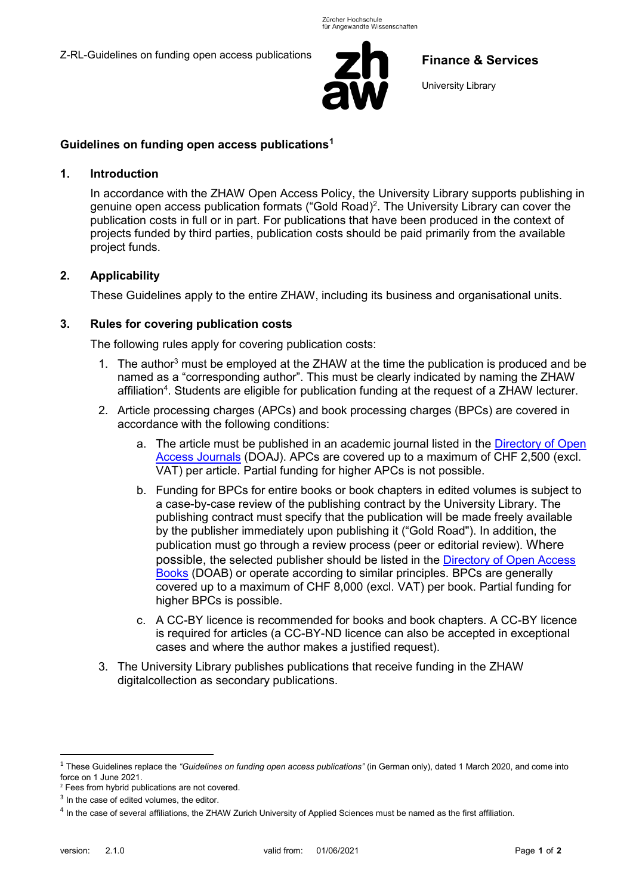# Guidelines on funding open access publications[1]

## 1. Introduction

In accordance with the ZHAW Open Access Policy, the University Library supports publishing in genuine open access publication formats ("Gold Road")[2]. The University Library can cover the publication costs in full or in part. For publications that have been produced in the context of projects funded by third parties, publication costs should be paid primarily from the available project funds.

## 2. Applicability

These Guidelines apply to the entire ZHAW, including its business and organisational units.

## 3. Rules for covering publication costs

The following rules apply for covering publication costs:

1. The author[3] must be employed at the ZHAW at the time the publication is produced and be named as a "corresponding author". This must be clearly indicated by naming the ZHAW affiliation[4]. Students are eligible for publication funding at the request of a ZHAW lecturer.
2. Article processing charges (APCs) and book processing charges (BPCs) are covered in accordance with the following conditions:
   a. The article must be published in an academic journal listed in the Directory of Open Access Journals (DOAJ). APCs are covered up to a maximum of CHF 2,500 (excl. VAT) per article. Partial funding for higher APCs is not possible.
   b. Funding for BPCs for entire books or book chapters in edited volumes is subject to a case-by-case review of the publishing contract by the University Library. The publishing contract must specify that the publication will be made freely available by the publisher immediately upon publishing it ("Gold Road"). In addition, the publication must go through a review process (peer or editorial review). Where possible, the selected publisher should be listed in the Directory of Open Access Books (DOAB) or operate according to similar principles. BPCs are generally covered up to a maximum of CHF 8,000 (excl. VAT) per book. Partial funding for higher BPCs is possible.
   c. A CC-BY licence is recommended for books and book chapters. A CC-BY licence is required for articles (a CC-BY-ND licence can also be accepted in exceptional cases and where the author makes a justified request).
3. The University Library publishes publications that receive funding in the ZHAW digitalcollection as secondary publications.

---

[1] These Guidelines replace the *"Guidelines on funding open access publications"* (in German only), dated 1 March 2020, and come into force on 1 June 2021.

[2] Fees from hybrid publications are not covered.

[3] In the case of edited volumes, the editor.

[4] In the case of several affiliations, the ZHAW Zurich University of Applied Sciences must be named as the first affiliation.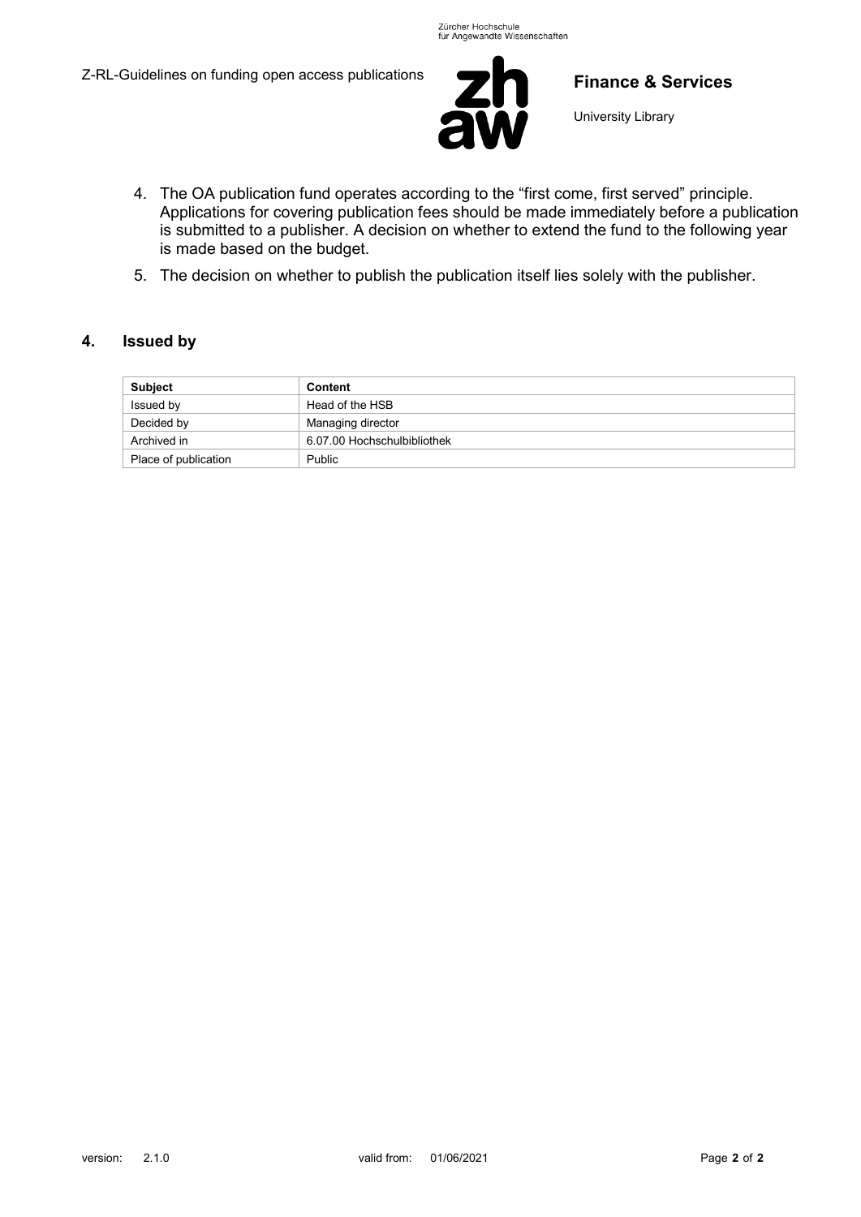4. The OA publication fund operates according to the "first come, first served" principle. Applications for covering publication fees should be made immediately before a publication is submitted to a publisher. A decision on whether to extend the fund to the following year is made based on the budget.
5. The decision on whether to publish the publication itself lies solely with the publisher.

## 4. Issued by

| Subject | Content |
|---|---|
| Issued by | Head of the HSB |
| Decided by | Managing director |
| Archived in | 6.07.00 Hochschulbibliothek |
| Place of publication | Public |